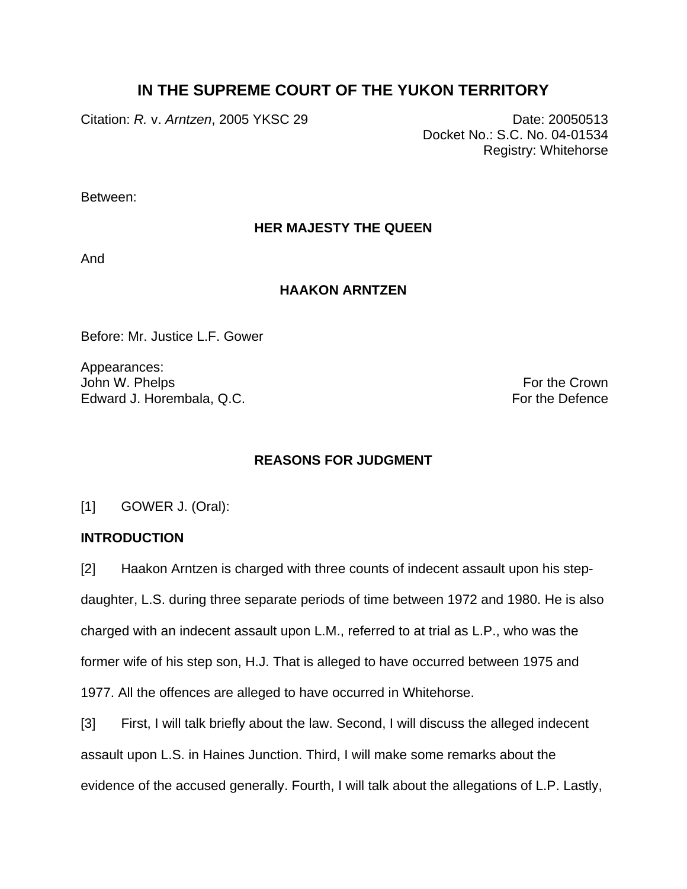# IN THE SUPREME COURT OF THE YUKON TERRITORY

Citation: *R.* v. *Arntzen*, 2005 YKSC 29

Date: 20050513
Docket No.: S.C. No. 04-01534
Registry: Whitehorse

Between:

**HER MAJESTY THE QUEEN**

And

**HAAKON ARNTZEN**

Before: Mr. Justice L.F. Gower

Appearances:
John W. Phelps — For the Crown
Edward J. Horembala, Q.C. — For the Defence

## REASONS FOR JUDGMENT

[1] GOWER J. (Oral):

### INTRODUCTION

[2] Haakon Arntzen is charged with three counts of indecent assault upon his step-daughter, L.S. during three separate periods of time between 1972 and 1980. He is also charged with an indecent assault upon L.M., referred to at trial as L.P., who was the former wife of his step son, H.J. That is alleged to have occurred between 1975 and 1977. All the offences are alleged to have occurred in Whitehorse.

[3] First, I will talk briefly about the law. Second, I will discuss the alleged indecent assault upon L.S. in Haines Junction. Third, I will make some remarks about the evidence of the accused generally. Fourth, I will talk about the allegations of L.P. Lastly,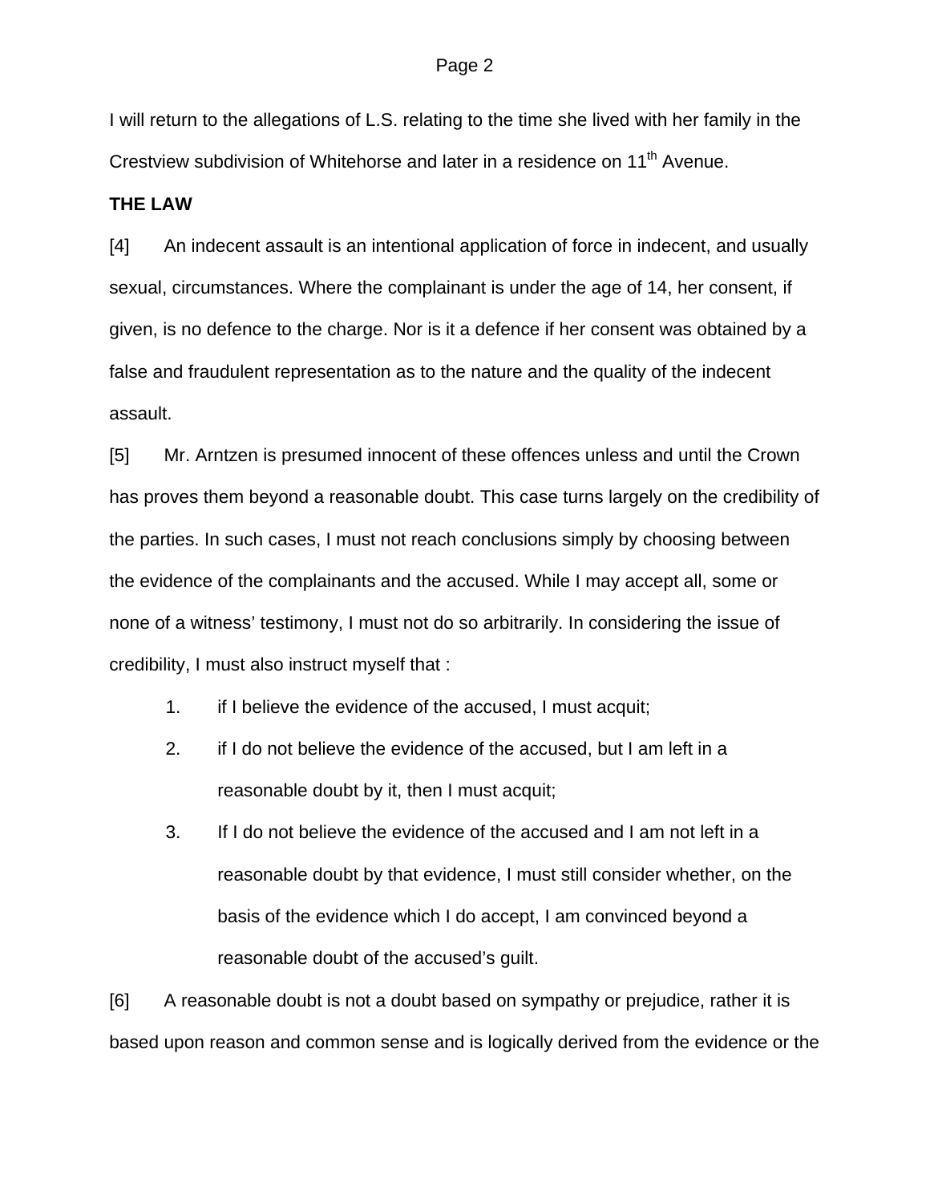I will return to the allegations of L.S. relating to the time she lived with her family in the Crestview subdivision of Whitehorse and later in a residence on 11th Avenue.

**THE LAW**

[4] An indecent assault is an intentional application of force in indecent, and usually sexual, circumstances. Where the complainant is under the age of 14, her consent, if given, is no defence to the charge. Nor is it a defence if her consent was obtained by a false and fraudulent representation as to the nature and the quality of the indecent assault.

[5] Mr. Arntzen is presumed innocent of these offences unless and until the Crown has proves them beyond a reasonable doubt. This case turns largely on the credibility of the parties. In such cases, I must not reach conclusions simply by choosing between the evidence of the complainants and the accused. While I may accept all, some or none of a witness' testimony, I must not do so arbitrarily. In considering the issue of credibility, I must also instruct myself that :

1. if I believe the evidence of the accused, I must acquit;
2. if I do not believe the evidence of the accused, but I am left in a reasonable doubt by it, then I must acquit;
3. If I do not believe the evidence of the accused and I am not left in a reasonable doubt by that evidence, I must still consider whether, on the basis of the evidence which I do accept, I am convinced beyond a reasonable doubt of the accused's guilt.

[6] A reasonable doubt is not a doubt based on sympathy or prejudice, rather it is based upon reason and common sense and is logically derived from the evidence or the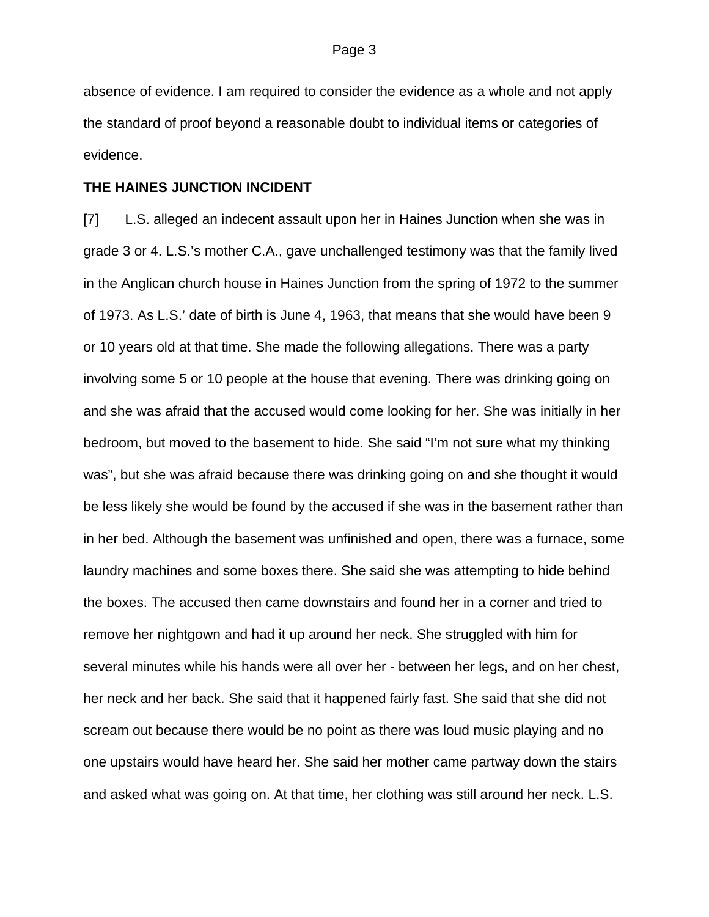absence of evidence. I am required to consider the evidence as a whole and not apply the standard of proof beyond a reasonable doubt to individual items or categories of evidence.

**THE HAINES JUNCTION INCIDENT**

[7] L.S. alleged an indecent assault upon her in Haines Junction when she was in grade 3 or 4. L.S.'s mother C.A., gave unchallenged testimony was that the family lived in the Anglican church house in Haines Junction from the spring of 1972 to the summer of 1973. As L.S.' date of birth is June 4, 1963, that means that she would have been 9 or 10 years old at that time. She made the following allegations. There was a party involving some 5 or 10 people at the house that evening. There was drinking going on and she was afraid that the accused would come looking for her. She was initially in her bedroom, but moved to the basement to hide. She said "I'm not sure what my thinking was", but she was afraid because there was drinking going on and she thought it would be less likely she would be found by the accused if she was in the basement rather than in her bed. Although the basement was unfinished and open, there was a furnace, some laundry machines and some boxes there. She said she was attempting to hide behind the boxes. The accused then came downstairs and found her in a corner and tried to remove her nightgown and had it up around her neck. She struggled with him for several minutes while his hands were all over her - between her legs, and on her chest, her neck and her back. She said that it happened fairly fast. She said that she did not scream out because there would be no point as there was loud music playing and no one upstairs would have heard her. She said her mother came partway down the stairs and asked what was going on. At that time, her clothing was still around her neck. L.S.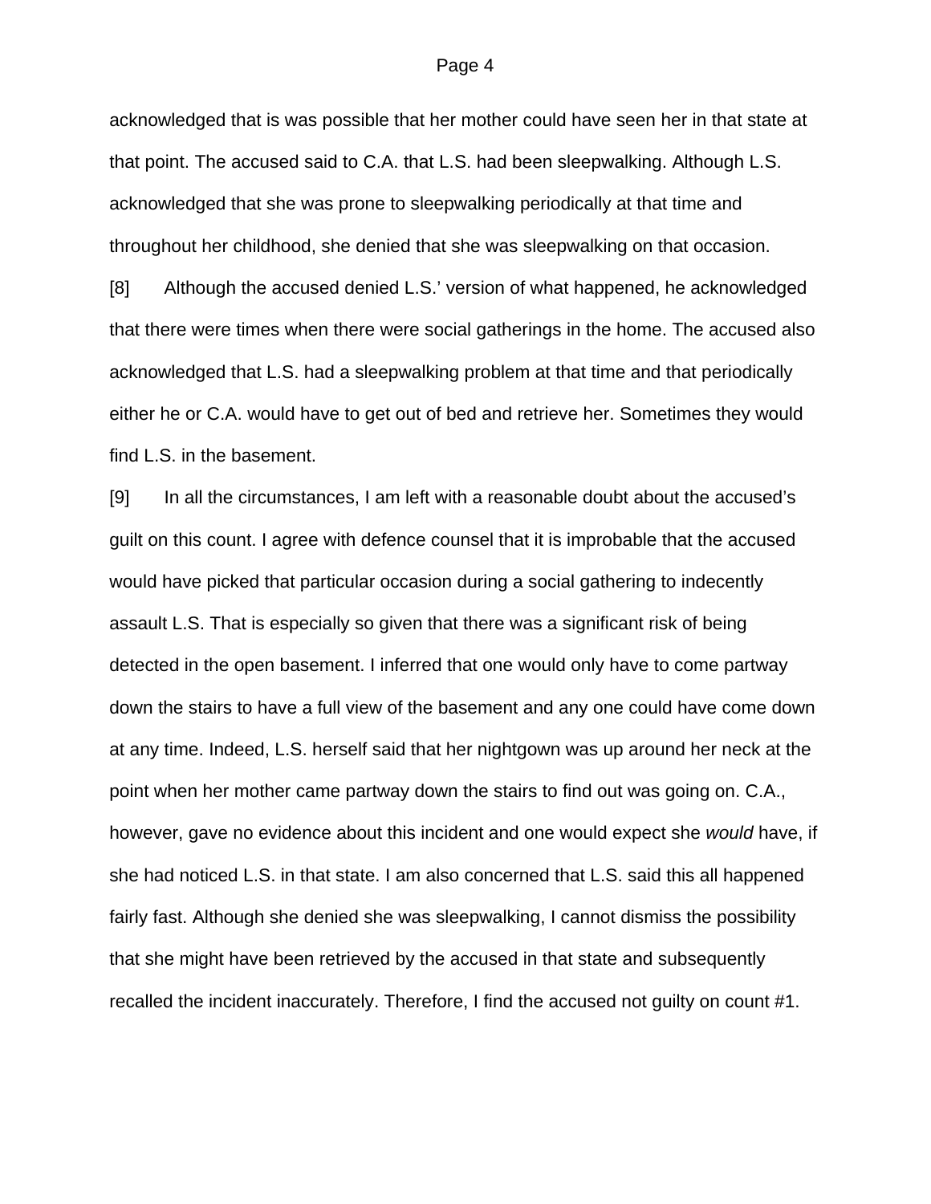acknowledged that is was possible that her mother could have seen her in that state at that point. The accused said to C.A. that L.S. had been sleepwalking. Although L.S. acknowledged that she was prone to sleepwalking periodically at that time and throughout her childhood, she denied that she was sleepwalking on that occasion.

[8] Although the accused denied L.S.' version of what happened, he acknowledged that there were times when there were social gatherings in the home. The accused also acknowledged that L.S. had a sleepwalking problem at that time and that periodically either he or C.A. would have to get out of bed and retrieve her. Sometimes they would find L.S. in the basement.

[9] In all the circumstances, I am left with a reasonable doubt about the accused's guilt on this count. I agree with defence counsel that it is improbable that the accused would have picked that particular occasion during a social gathering to indecently assault L.S. That is especially so given that there was a significant risk of being detected in the open basement. I inferred that one would only have to come partway down the stairs to have a full view of the basement and any one could have come down at any time. Indeed, L.S. herself said that her nightgown was up around her neck at the point when her mother came partway down the stairs to find out was going on. C.A., however, gave no evidence about this incident and one would expect she *would* have, if she had noticed L.S. in that state. I am also concerned that L.S. said this all happened fairly fast. Although she denied she was sleepwalking, I cannot dismiss the possibility that she might have been retrieved by the accused in that state and subsequently recalled the incident inaccurately. Therefore, I find the accused not guilty on count #1.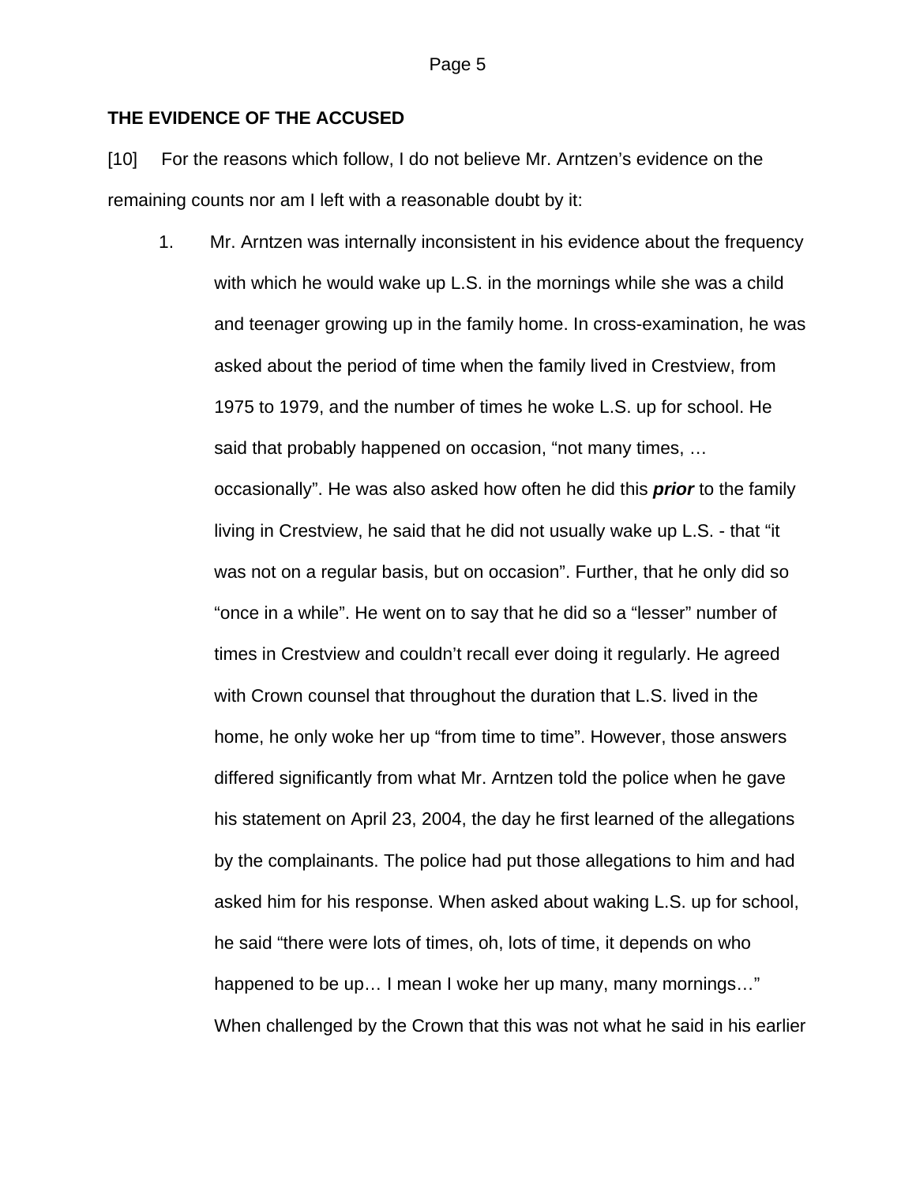## THE EVIDENCE OF THE ACCUSED

[10] For the reasons which follow, I do not believe Mr. Arntzen's evidence on the remaining counts nor am I left with a reasonable doubt by it:

1. Mr. Arntzen was internally inconsistent in his evidence about the frequency with which he would wake up L.S. in the mornings while she was a child and teenager growing up in the family home. In cross-examination, he was asked about the period of time when the family lived in Crestview, from 1975 to 1979, and the number of times he woke L.S. up for school. He said that probably happened on occasion, "not many times, … occasionally". He was also asked how often he did this ***prior*** to the family living in Crestview, he said that he did not usually wake up L.S. - that "it was not on a regular basis, but on occasion". Further, that he only did so "once in a while". He went on to say that he did so a "lesser" number of times in Crestview and couldn't recall ever doing it regularly. He agreed with Crown counsel that throughout the duration that L.S. lived in the home, he only woke her up "from time to time". However, those answers differed significantly from what Mr. Arntzen told the police when he gave his statement on April 23, 2004, the day he first learned of the allegations by the complainants. The police had put those allegations to him and had asked him for his response. When asked about waking L.S. up for school, he said "there were lots of times, oh, lots of time, it depends on who happened to be up… I mean I woke her up many, many mornings…" When challenged by the Crown that this was not what he said in his earlier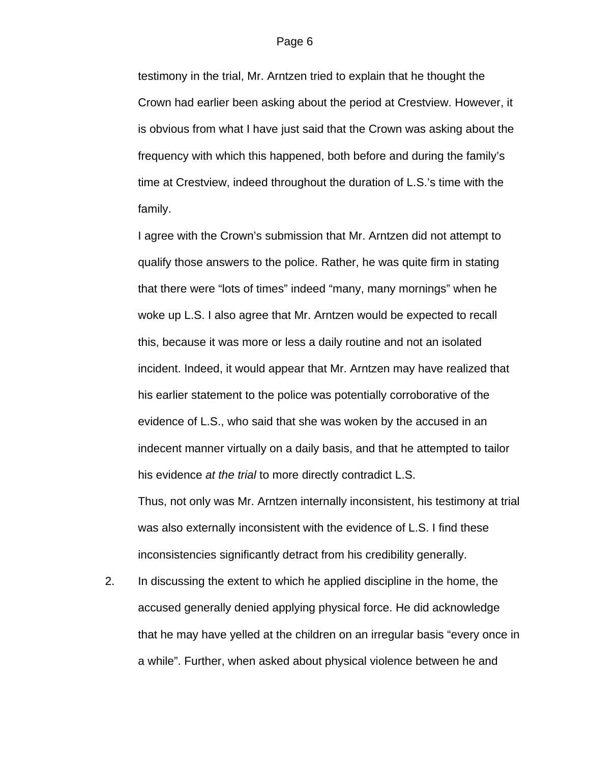testimony in the trial, Mr. Arntzen tried to explain that he thought the Crown had earlier been asking about the period at Crestview. However, it is obvious from what I have just said that the Crown was asking about the frequency with which this happened, both before and during the family's time at Crestview, indeed throughout the duration of L.S.'s time with the family.

I agree with the Crown's submission that Mr. Arntzen did not attempt to qualify those answers to the police. Rather, he was quite firm in stating that there were "lots of times" indeed "many, many mornings" when he woke up L.S. I also agree that Mr. Arntzen would be expected to recall this, because it was more or less a daily routine and not an isolated incident. Indeed, it would appear that Mr. Arntzen may have realized that his earlier statement to the police was potentially corroborative of the evidence of L.S., who said that she was woken by the accused in an indecent manner virtually on a daily basis, and that he attempted to tailor his evidence *at the trial* to more directly contradict L.S.

Thus, not only was Mr. Arntzen internally inconsistent, his testimony at trial was also externally inconsistent with the evidence of L.S. I find these inconsistencies significantly detract from his credibility generally.

2. In discussing the extent to which he applied discipline in the home, the accused generally denied applying physical force. He did acknowledge that he may have yelled at the children on an irregular basis "every once in a while". Further, when asked about physical violence between he and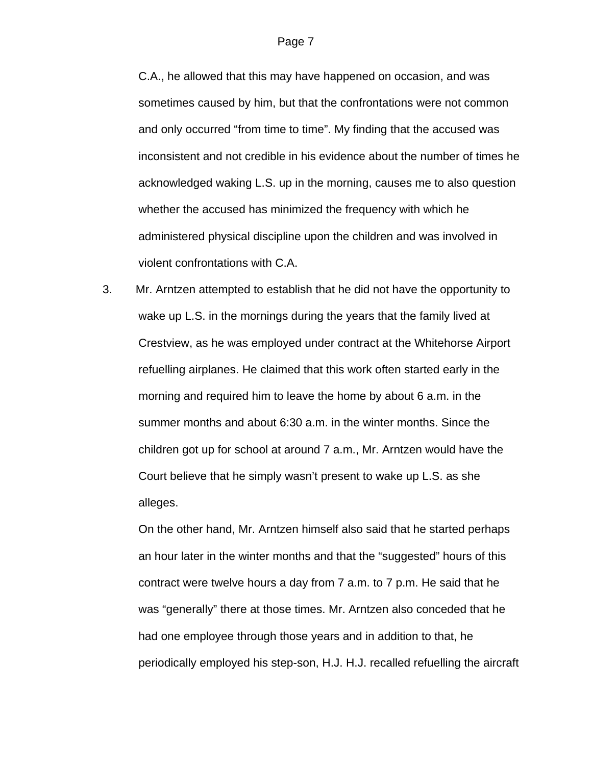C.A., he allowed that this may have happened on occasion, and was sometimes caused by him, but that the confrontations were not common and only occurred "from time to time". My finding that the accused was inconsistent and not credible in his evidence about the number of times he acknowledged waking L.S. up in the morning, causes me to also question whether the accused has minimized the frequency with which he administered physical discipline upon the children and was involved in violent confrontations with C.A.

3. Mr. Arntzen attempted to establish that he did not have the opportunity to wake up L.S. in the mornings during the years that the family lived at Crestview, as he was employed under contract at the Whitehorse Airport refuelling airplanes. He claimed that this work often started early in the morning and required him to leave the home by about 6 a.m. in the summer months and about 6:30 a.m. in the winter months. Since the children got up for school at around 7 a.m., Mr. Arntzen would have the Court believe that he simply wasn't present to wake up L.S. as she alleges.

   On the other hand, Mr. Arntzen himself also said that he started perhaps an hour later in the winter months and that the "suggested" hours of this contract were twelve hours a day from 7 a.m. to 7 p.m. He said that he was "generally" there at those times. Mr. Arntzen also conceded that he had one employee through those years and in addition to that, he periodically employed his step-son, H.J. H.J. recalled refuelling the aircraft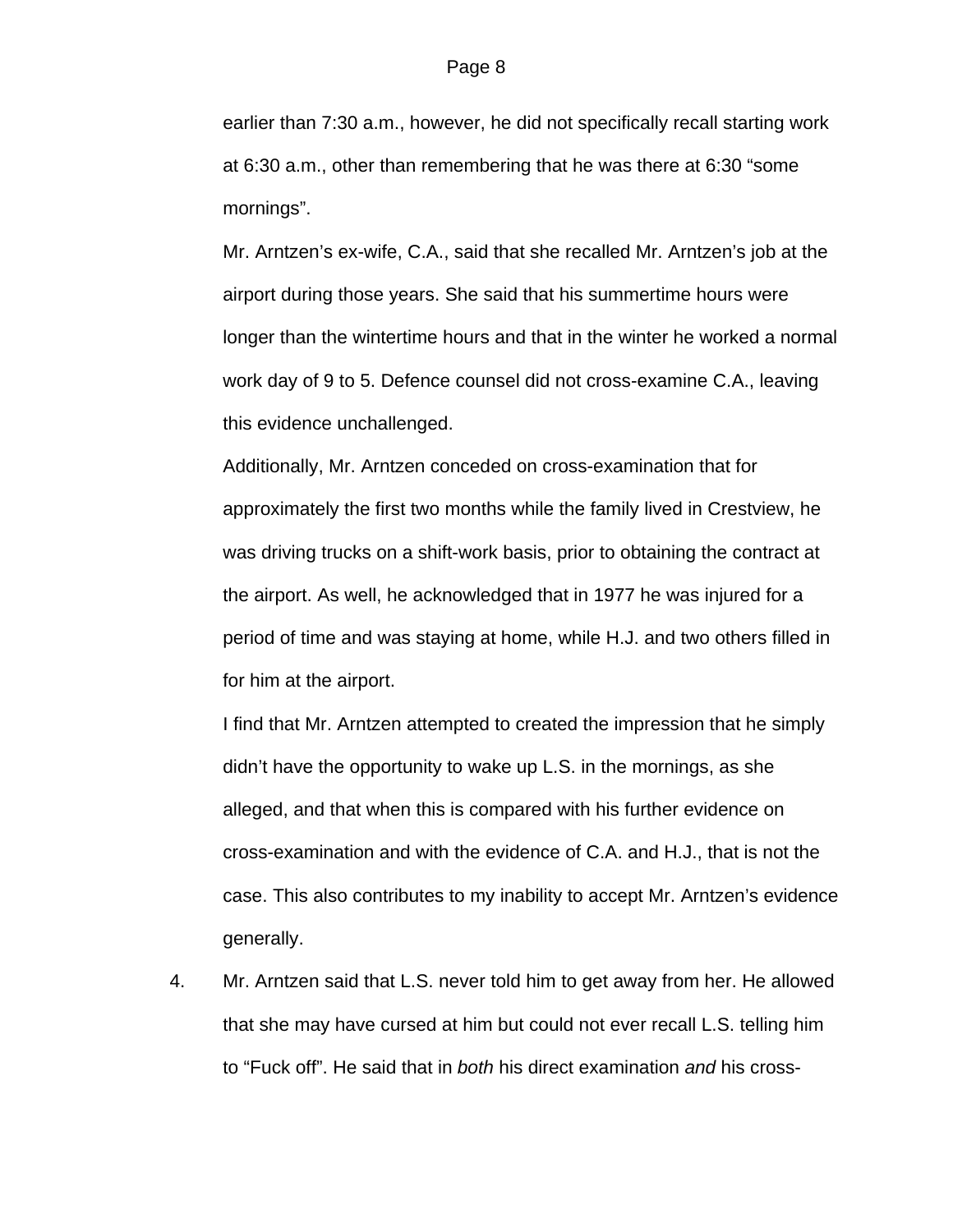earlier than 7:30 a.m., however, he did not specifically recall starting work at 6:30 a.m., other than remembering that he was there at 6:30 "some mornings".

Mr. Arntzen's ex-wife, C.A., said that she recalled Mr. Arntzen's job at the airport during those years. She said that his summertime hours were longer than the wintertime hours and that in the winter he worked a normal work day of 9 to 5. Defence counsel did not cross-examine C.A., leaving this evidence unchallenged.

Additionally, Mr. Arntzen conceded on cross-examination that for approximately the first two months while the family lived in Crestview, he was driving trucks on a shift-work basis, prior to obtaining the contract at the airport. As well, he acknowledged that in 1977 he was injured for a period of time and was staying at home, while H.J. and two others filled in for him at the airport.

I find that Mr. Arntzen attempted to created the impression that he simply didn't have the opportunity to wake up L.S. in the mornings, as she alleged, and that when this is compared with his further evidence on cross-examination and with the evidence of C.A. and H.J., that is not the case. This also contributes to my inability to accept Mr. Arntzen's evidence generally.

4. Mr. Arntzen said that L.S. never told him to get away from her. He allowed that she may have cursed at him but could not ever recall L.S. telling him to "Fuck off". He said that in *both* his direct examination *and* his cross-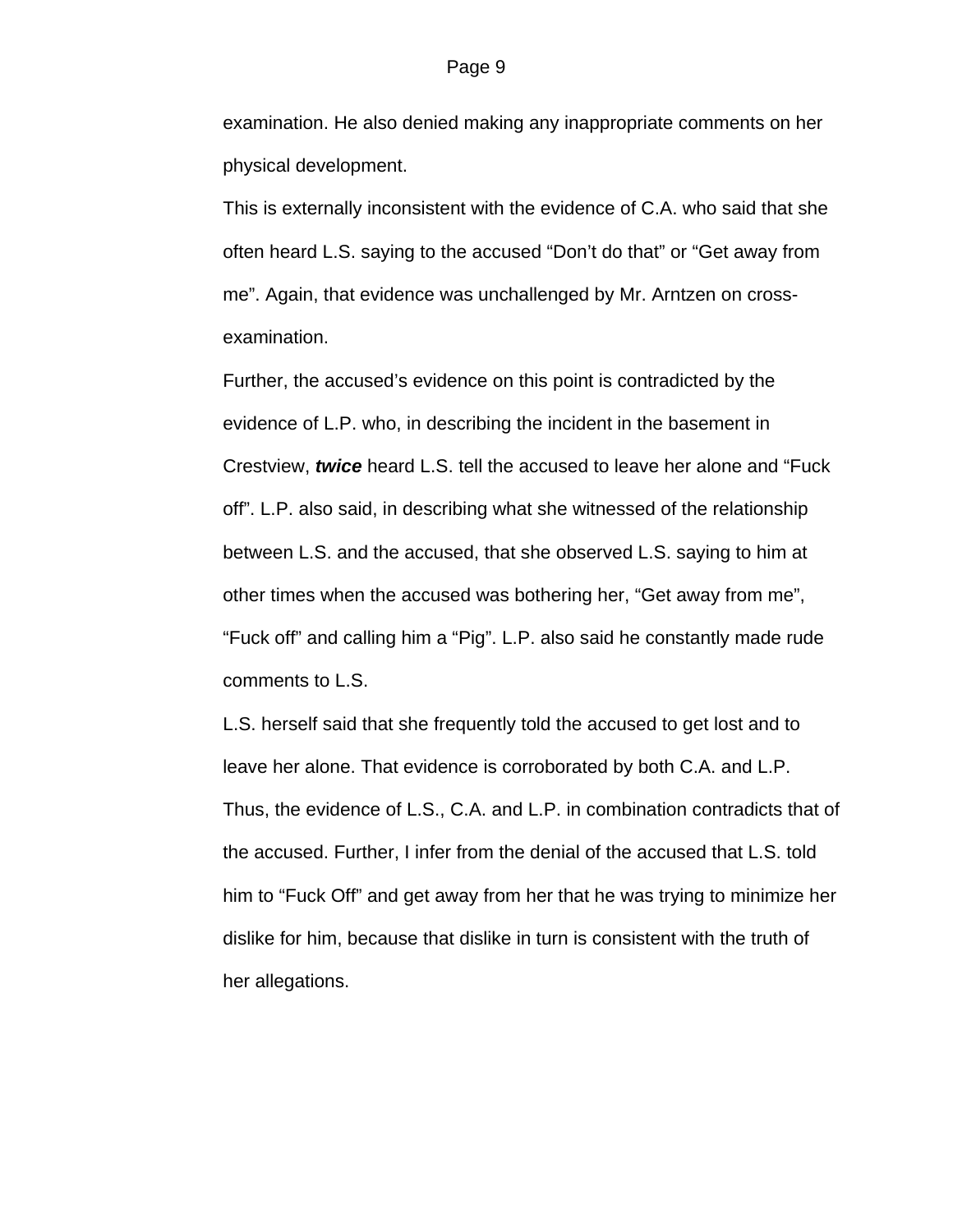examination. He also denied making any inappropriate comments on her physical development.

This is externally inconsistent with the evidence of C.A. who said that she often heard L.S. saying to the accused “Don’t do that” or “Get away from me”. Again, that evidence was unchallenged by Mr. Arntzen on cross-examination.

Further, the accused’s evidence on this point is contradicted by the evidence of L.P. who, in describing the incident in the basement in Crestview, ***twice*** heard L.S. tell the accused to leave her alone and “Fuck off”. L.P. also said, in describing what she witnessed of the relationship between L.S. and the accused, that she observed L.S. saying to him at other times when the accused was bothering her, “Get away from me”, “Fuck off” and calling him a “Pig”. L.P. also said he constantly made rude comments to L.S.

L.S. herself said that she frequently told the accused to get lost and to leave her alone. That evidence is corroborated by both C.A. and L.P. Thus, the evidence of L.S., C.A. and L.P. in combination contradicts that of the accused. Further, I infer from the denial of the accused that L.S. told him to “Fuck Off” and get away from her that he was trying to minimize her dislike for him, because that dislike in turn is consistent with the truth of her allegations.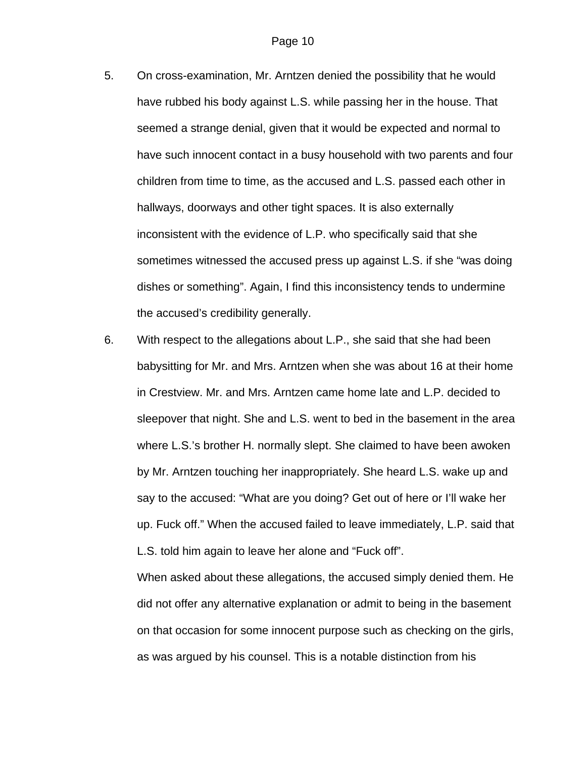5. On cross-examination, Mr. Arntzen denied the possibility that he would have rubbed his body against L.S. while passing her in the house. That seemed a strange denial, given that it would be expected and normal to have such innocent contact in a busy household with two parents and four children from time to time, as the accused and L.S. passed each other in hallways, doorways and other tight spaces. It is also externally inconsistent with the evidence of L.P. who specifically said that she sometimes witnessed the accused press up against L.S. if she "was doing dishes or something". Again, I find this inconsistency tends to undermine the accused's credibility generally.

6. With respect to the allegations about L.P., she said that she had been babysitting for Mr. and Mrs. Arntzen when she was about 16 at their home in Crestview. Mr. and Mrs. Arntzen came home late and L.P. decided to sleepover that night. She and L.S. went to bed in the basement in the area where L.S.'s brother H. normally slept. She claimed to have been awoken by Mr. Arntzen touching her inappropriately. She heard L.S. wake up and say to the accused: "What are you doing? Get out of here or I'll wake her up. Fuck off." When the accused failed to leave immediately, L.P. said that L.S. told him again to leave her alone and "Fuck off".

   When asked about these allegations, the accused simply denied them. He did not offer any alternative explanation or admit to being in the basement on that occasion for some innocent purpose such as checking on the girls, as was argued by his counsel. This is a notable distinction from his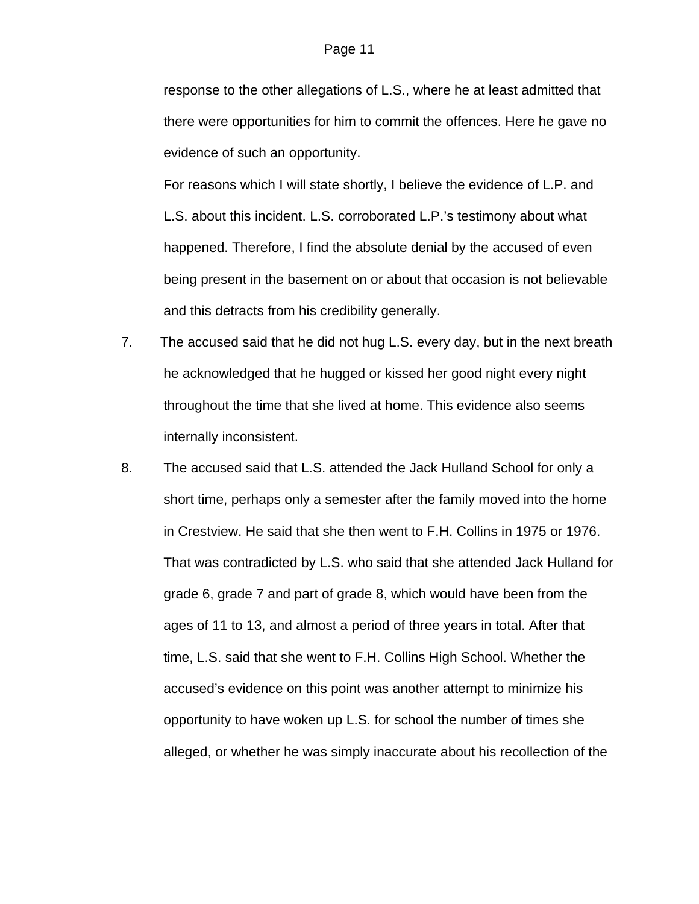response to the other allegations of L.S., where he at least admitted that there were opportunities for him to commit the offences. Here he gave no evidence of such an opportunity.

For reasons which I will state shortly, I believe the evidence of L.P. and L.S. about this incident. L.S. corroborated L.P.'s testimony about what happened. Therefore, I find the absolute denial by the accused of even being present in the basement on or about that occasion is not believable and this detracts from his credibility generally.

7. The accused said that he did not hug L.S. every day, but in the next breath he acknowledged that he hugged or kissed her good night every night throughout the time that she lived at home. This evidence also seems internally inconsistent.

8. The accused said that L.S. attended the Jack Hulland School for only a short time, perhaps only a semester after the family moved into the home in Crestview. He said that she then went to F.H. Collins in 1975 or 1976. That was contradicted by L.S. who said that she attended Jack Hulland for grade 6, grade 7 and part of grade 8, which would have been from the ages of 11 to 13, and almost a period of three years in total. After that time, L.S. said that she went to F.H. Collins High School. Whether the accused's evidence on this point was another attempt to minimize his opportunity to have woken up L.S. for school the number of times she alleged, or whether he was simply inaccurate about his recollection of the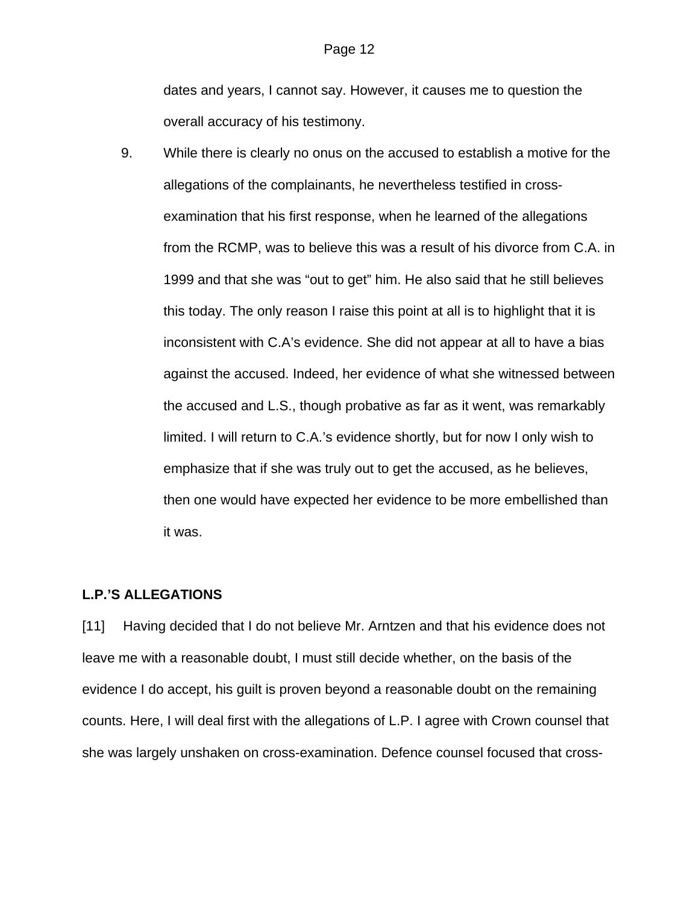dates and years, I cannot say. However, it causes me to question the overall accuracy of his testimony.

9. While there is clearly no onus on the accused to establish a motive for the allegations of the complainants, he nevertheless testified in cross-examination that his first response, when he learned of the allegations from the RCMP, was to believe this was a result of his divorce from C.A. in 1999 and that she was "out to get" him. He also said that he still believes this today. The only reason I raise this point at all is to highlight that it is inconsistent with C.A's evidence. She did not appear at all to have a bias against the accused. Indeed, her evidence of what she witnessed between the accused and L.S., though probative as far as it went, was remarkably limited. I will return to C.A.'s evidence shortly, but for now I only wish to emphasize that if she was truly out to get the accused, as he believes, then one would have expected her evidence to be more embellished than it was.

**L.P.'S ALLEGATIONS**

[11] Having decided that I do not believe Mr. Arntzen and that his evidence does not leave me with a reasonable doubt, I must still decide whether, on the basis of the evidence I do accept, his guilt is proven beyond a reasonable doubt on the remaining counts. Here, I will deal first with the allegations of L.P. I agree with Crown counsel that she was largely unshaken on cross-examination. Defence counsel focused that cross-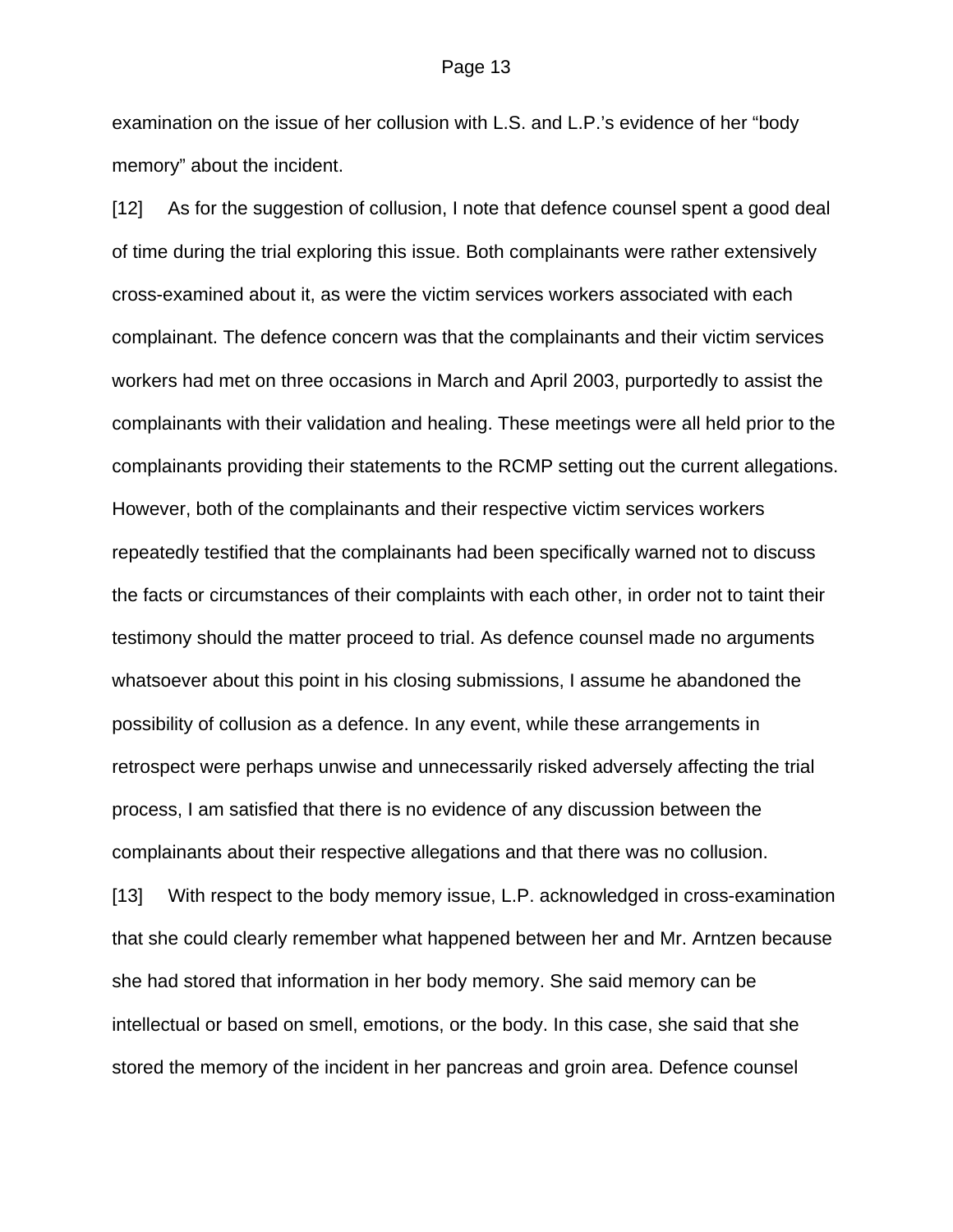examination on the issue of her collusion with L.S. and L.P.'s evidence of her "body memory" about the incident.

[12] As for the suggestion of collusion, I note that defence counsel spent a good deal of time during the trial exploring this issue. Both complainants were rather extensively cross-examined about it, as were the victim services workers associated with each complainant. The defence concern was that the complainants and their victim services workers had met on three occasions in March and April 2003, purportedly to assist the complainants with their validation and healing. These meetings were all held prior to the complainants providing their statements to the RCMP setting out the current allegations. However, both of the complainants and their respective victim services workers repeatedly testified that the complainants had been specifically warned not to discuss the facts or circumstances of their complaints with each other, in order not to taint their testimony should the matter proceed to trial. As defence counsel made no arguments whatsoever about this point in his closing submissions, I assume he abandoned the possibility of collusion as a defence. In any event, while these arrangements in retrospect were perhaps unwise and unnecessarily risked adversely affecting the trial process, I am satisfied that there is no evidence of any discussion between the complainants about their respective allegations and that there was no collusion.

[13] With respect to the body memory issue, L.P. acknowledged in cross-examination that she could clearly remember what happened between her and Mr. Arntzen because she had stored that information in her body memory. She said memory can be intellectual or based on smell, emotions, or the body. In this case, she said that she stored the memory of the incident in her pancreas and groin area. Defence counsel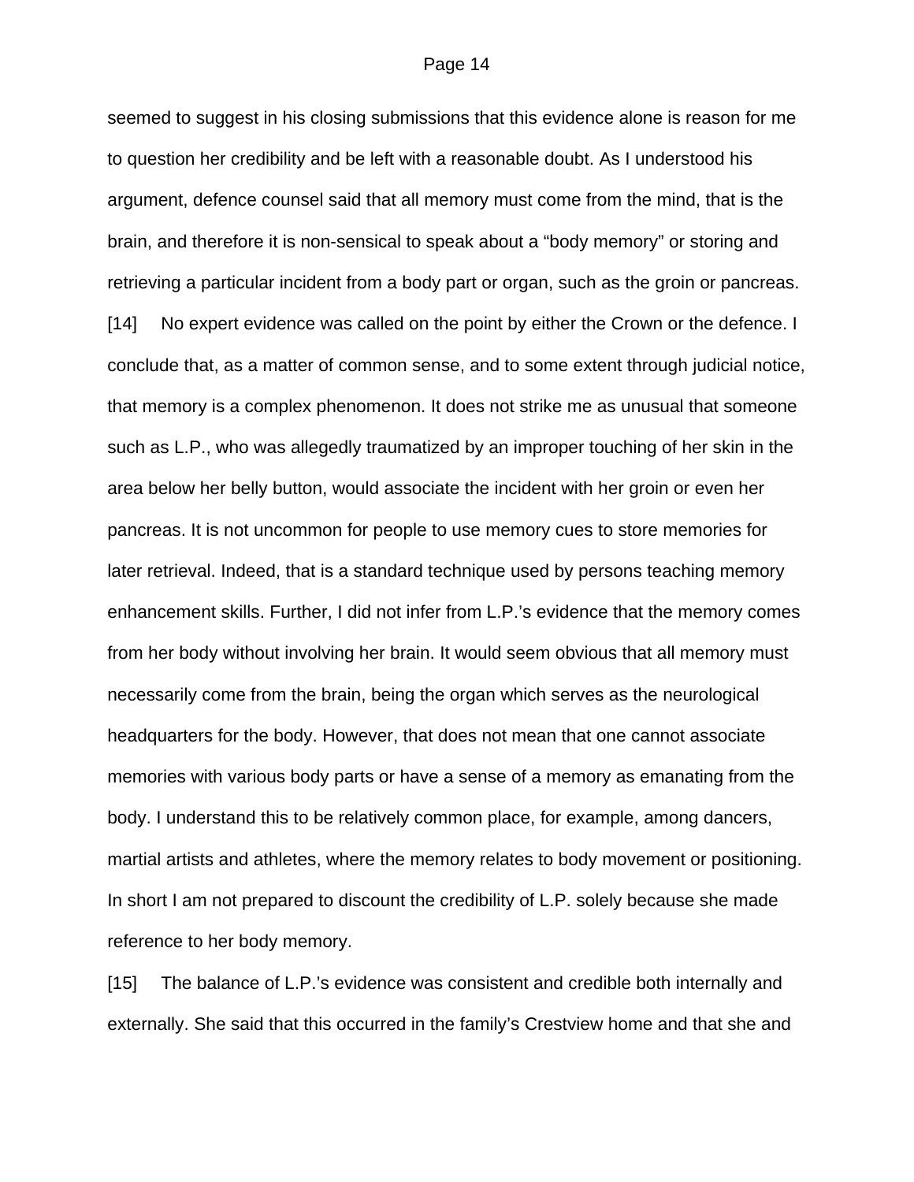seemed to suggest in his closing submissions that this evidence alone is reason for me to question her credibility and be left with a reasonable doubt. As I understood his argument, defence counsel said that all memory must come from the mind, that is the brain, and therefore it is non-sensical to speak about a “body memory” or storing and retrieving a particular incident from a body part or organ, such as the groin or pancreas.

[14] No expert evidence was called on the point by either the Crown or the defence. I conclude that, as a matter of common sense, and to some extent through judicial notice, that memory is a complex phenomenon. It does not strike me as unusual that someone such as L.P., who was allegedly traumatized by an improper touching of her skin in the area below her belly button, would associate the incident with her groin or even her pancreas. It is not uncommon for people to use memory cues to store memories for later retrieval. Indeed, that is a standard technique used by persons teaching memory enhancement skills. Further, I did not infer from L.P.’s evidence that the memory comes from her body without involving her brain. It would seem obvious that all memory must necessarily come from the brain, being the organ which serves as the neurological headquarters for the body. However, that does not mean that one cannot associate memories with various body parts or have a sense of a memory as emanating from the body. I understand this to be relatively common place, for example, among dancers, martial artists and athletes, where the memory relates to body movement or positioning. In short I am not prepared to discount the credibility of L.P. solely because she made reference to her body memory.

[15] The balance of L.P.’s evidence was consistent and credible both internally and externally. She said that this occurred in the family’s Crestview home and that she and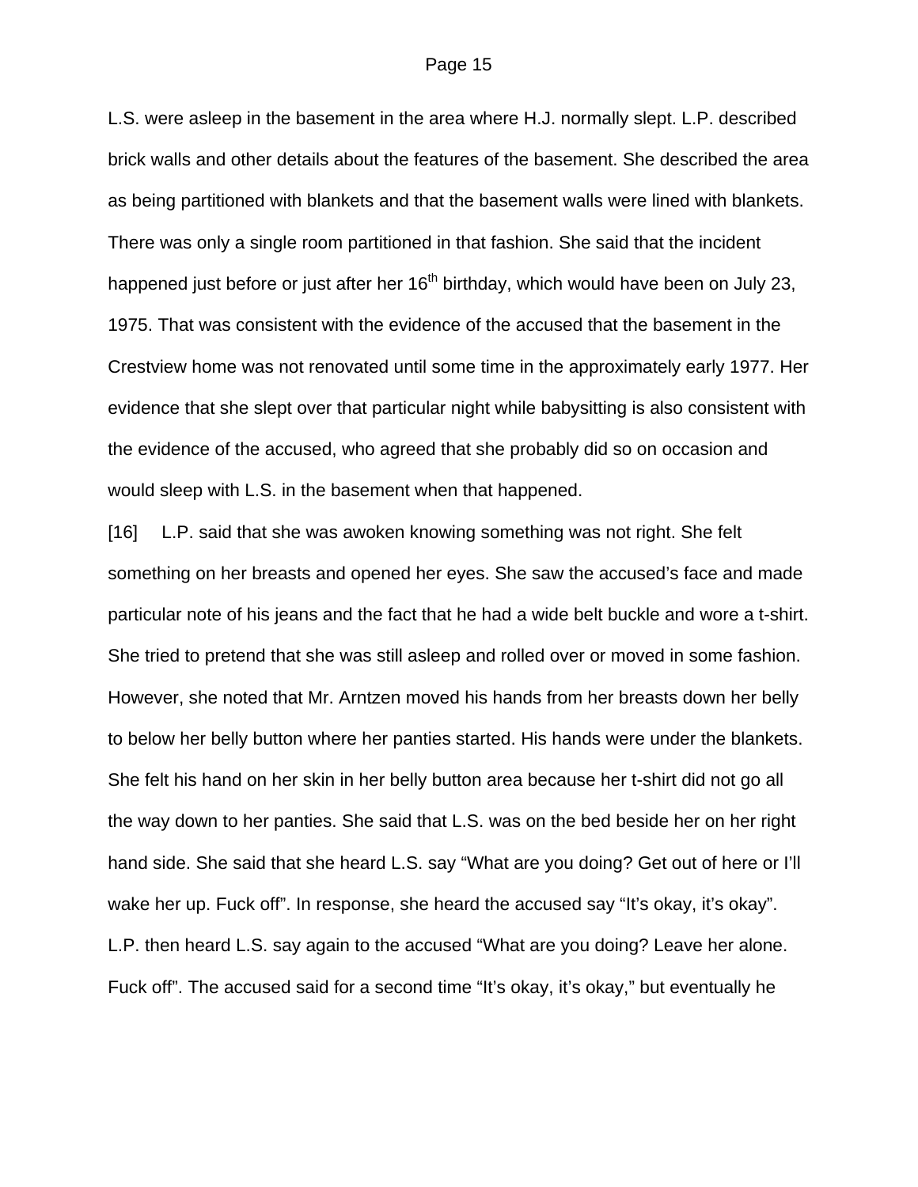L.S. were asleep in the basement in the area where H.J. normally slept. L.P. described brick walls and other details about the features of the basement. She described the area as being partitioned with blankets and that the basement walls were lined with blankets. There was only a single room partitioned in that fashion. She said that the incident happened just before or just after her 16th birthday, which would have been on July 23, 1975. That was consistent with the evidence of the accused that the basement in the Crestview home was not renovated until some time in the approximately early 1977. Her evidence that she slept over that particular night while babysitting is also consistent with the evidence of the accused, who agreed that she probably did so on occasion and would sleep with L.S. in the basement when that happened.

[16] L.P. said that she was awoken knowing something was not right. She felt something on her breasts and opened her eyes. She saw the accused's face and made particular note of his jeans and the fact that he had a wide belt buckle and wore a t-shirt. She tried to pretend that she was still asleep and rolled over or moved in some fashion. However, she noted that Mr. Arntzen moved his hands from her breasts down her belly to below her belly button where her panties started. His hands were under the blankets. She felt his hand on her skin in her belly button area because her t-shirt did not go all the way down to her panties. She said that L.S. was on the bed beside her on her right hand side. She said that she heard L.S. say "What are you doing? Get out of here or I'll wake her up. Fuck off". In response, she heard the accused say "It's okay, it's okay". L.P. then heard L.S. say again to the accused "What are you doing? Leave her alone. Fuck off". The accused said for a second time "It's okay, it's okay," but eventually he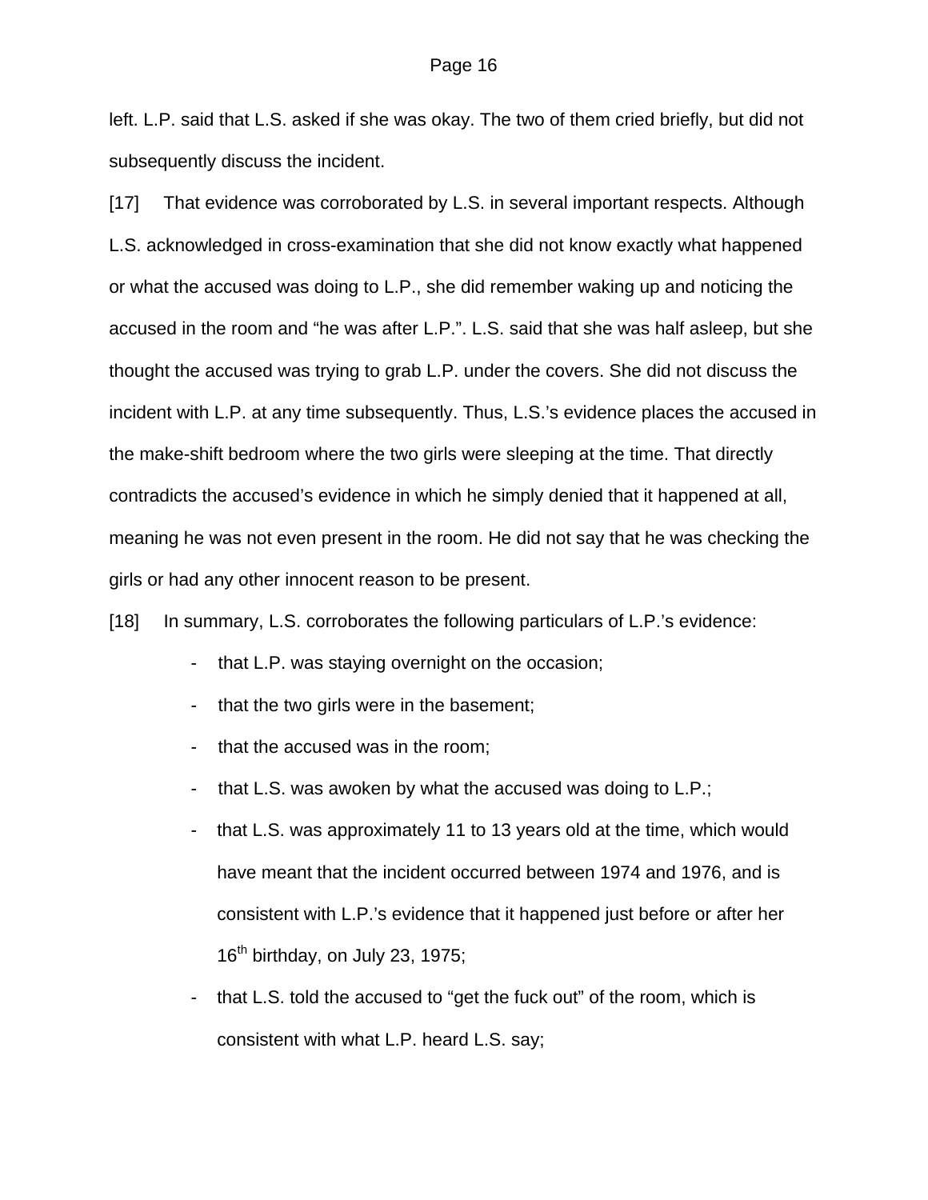left. L.P. said that L.S. asked if she was okay. The two of them cried briefly, but did not subsequently discuss the incident.

[17] That evidence was corroborated by L.S. in several important respects. Although L.S. acknowledged in cross-examination that she did not know exactly what happened or what the accused was doing to L.P., she did remember waking up and noticing the accused in the room and "he was after L.P.". L.S. said that she was half asleep, but she thought the accused was trying to grab L.P. under the covers. She did not discuss the incident with L.P. at any time subsequently. Thus, L.S.'s evidence places the accused in the make-shift bedroom where the two girls were sleeping at the time. That directly contradicts the accused's evidence in which he simply denied that it happened at all, meaning he was not even present in the room. He did not say that he was checking the girls or had any other innocent reason to be present.

[18] In summary, L.S. corroborates the following particulars of L.P.'s evidence:

- that L.P. was staying overnight on the occasion;
- that the two girls were in the basement;
- that the accused was in the room;
- that L.S. was awoken by what the accused was doing to L.P.;
- that L.S. was approximately 11 to 13 years old at the time, which would have meant that the incident occurred between 1974 and 1976, and is consistent with L.P.'s evidence that it happened just before or after her 16th birthday, on July 23, 1975;
- that L.S. told the accused to "get the fuck out" of the room, which is consistent with what L.P. heard L.S. say;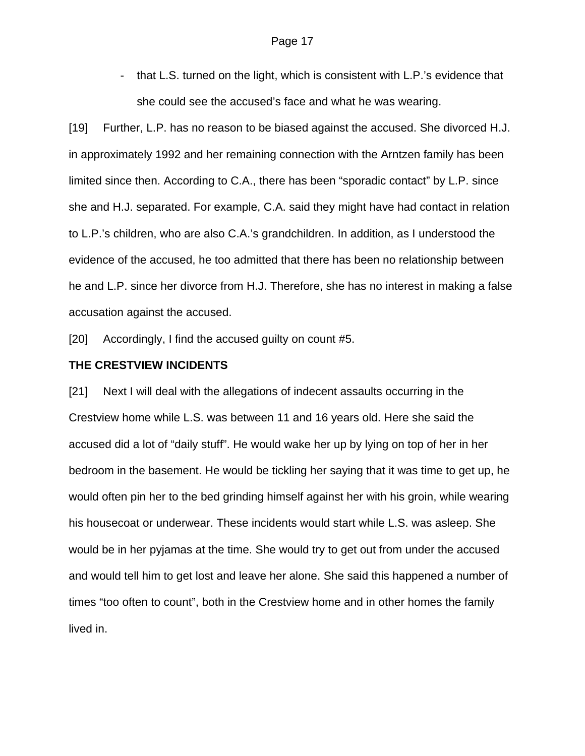- that L.S. turned on the light, which is consistent with L.P.'s evidence that she could see the accused's face and what he was wearing.

[19] Further, L.P. has no reason to be biased against the accused. She divorced H.J. in approximately 1992 and her remaining connection with the Arntzen family has been limited since then. According to C.A., there has been "sporadic contact" by L.P. since she and H.J. separated. For example, C.A. said they might have had contact in relation to L.P.'s children, who are also C.A.'s grandchildren. In addition, as I understood the evidence of the accused, he too admitted that there has been no relationship between he and L.P. since her divorce from H.J. Therefore, she has no interest in making a false accusation against the accused.

[20] Accordingly, I find the accused guilty on count #5.

**THE CRESTVIEW INCIDENTS**

[21] Next I will deal with the allegations of indecent assaults occurring in the Crestview home while L.S. was between 11 and 16 years old. Here she said the accused did a lot of "daily stuff". He would wake her up by lying on top of her in her bedroom in the basement. He would be tickling her saying that it was time to get up, he would often pin her to the bed grinding himself against her with his groin, while wearing his housecoat or underwear. These incidents would start while L.S. was asleep. She would be in her pyjamas at the time. She would try to get out from under the accused and would tell him to get lost and leave her alone. She said this happened a number of times "too often to count", both in the Crestview home and in other homes the family lived in.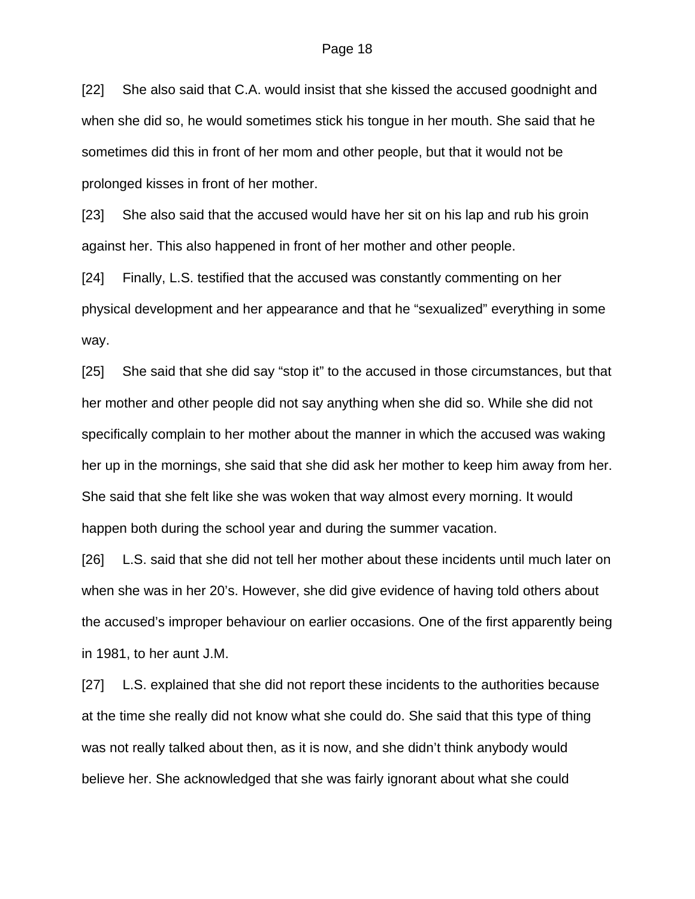[22] She also said that C.A. would insist that she kissed the accused goodnight and when she did so, he would sometimes stick his tongue in her mouth. She said that he sometimes did this in front of her mom and other people, but that it would not be prolonged kisses in front of her mother.

[23] She also said that the accused would have her sit on his lap and rub his groin against her. This also happened in front of her mother and other people.

[24] Finally, L.S. testified that the accused was constantly commenting on her physical development and her appearance and that he "sexualized" everything in some way.

[25] She said that she did say "stop it" to the accused in those circumstances, but that her mother and other people did not say anything when she did so. While she did not specifically complain to her mother about the manner in which the accused was waking her up in the mornings, she said that she did ask her mother to keep him away from her. She said that she felt like she was woken that way almost every morning. It would happen both during the school year and during the summer vacation.

[26] L.S. said that she did not tell her mother about these incidents until much later on when she was in her 20's. However, she did give evidence of having told others about the accused's improper behaviour on earlier occasions. One of the first apparently being in 1981, to her aunt J.M.

[27] L.S. explained that she did not report these incidents to the authorities because at the time she really did not know what she could do. She said that this type of thing was not really talked about then, as it is now, and she didn't think anybody would believe her. She acknowledged that she was fairly ignorant about what she could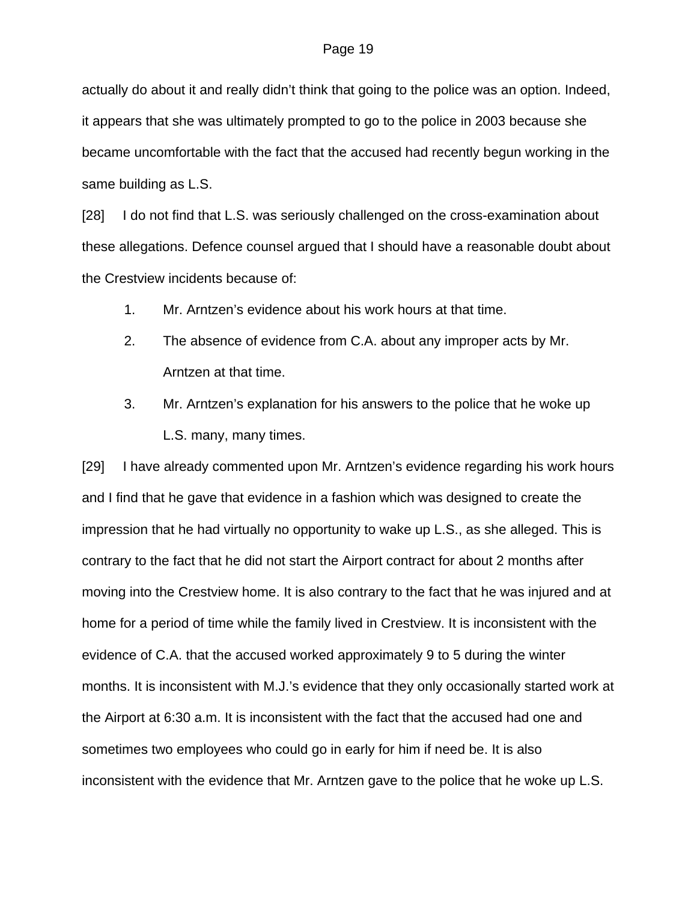actually do about it and really didn't think that going to the police was an option. Indeed, it appears that she was ultimately prompted to go to the police in 2003 because she became uncomfortable with the fact that the accused had recently begun working in the same building as L.S.

[28] I do not find that L.S. was seriously challenged on the cross-examination about these allegations. Defence counsel argued that I should have a reasonable doubt about the Crestview incidents because of:

1. Mr. Arntzen's evidence about his work hours at that time.
2. The absence of evidence from C.A. about any improper acts by Mr. Arntzen at that time.
3. Mr. Arntzen's explanation for his answers to the police that he woke up L.S. many, many times.

[29] I have already commented upon Mr. Arntzen's evidence regarding his work hours and I find that he gave that evidence in a fashion which was designed to create the impression that he had virtually no opportunity to wake up L.S., as she alleged. This is contrary to the fact that he did not start the Airport contract for about 2 months after moving into the Crestview home. It is also contrary to the fact that he was injured and at home for a period of time while the family lived in Crestview. It is inconsistent with the evidence of C.A. that the accused worked approximately 9 to 5 during the winter months. It is inconsistent with M.J.'s evidence that they only occasionally started work at the Airport at 6:30 a.m. It is inconsistent with the fact that the accused had one and sometimes two employees who could go in early for him if need be. It is also inconsistent with the evidence that Mr. Arntzen gave to the police that he woke up L.S.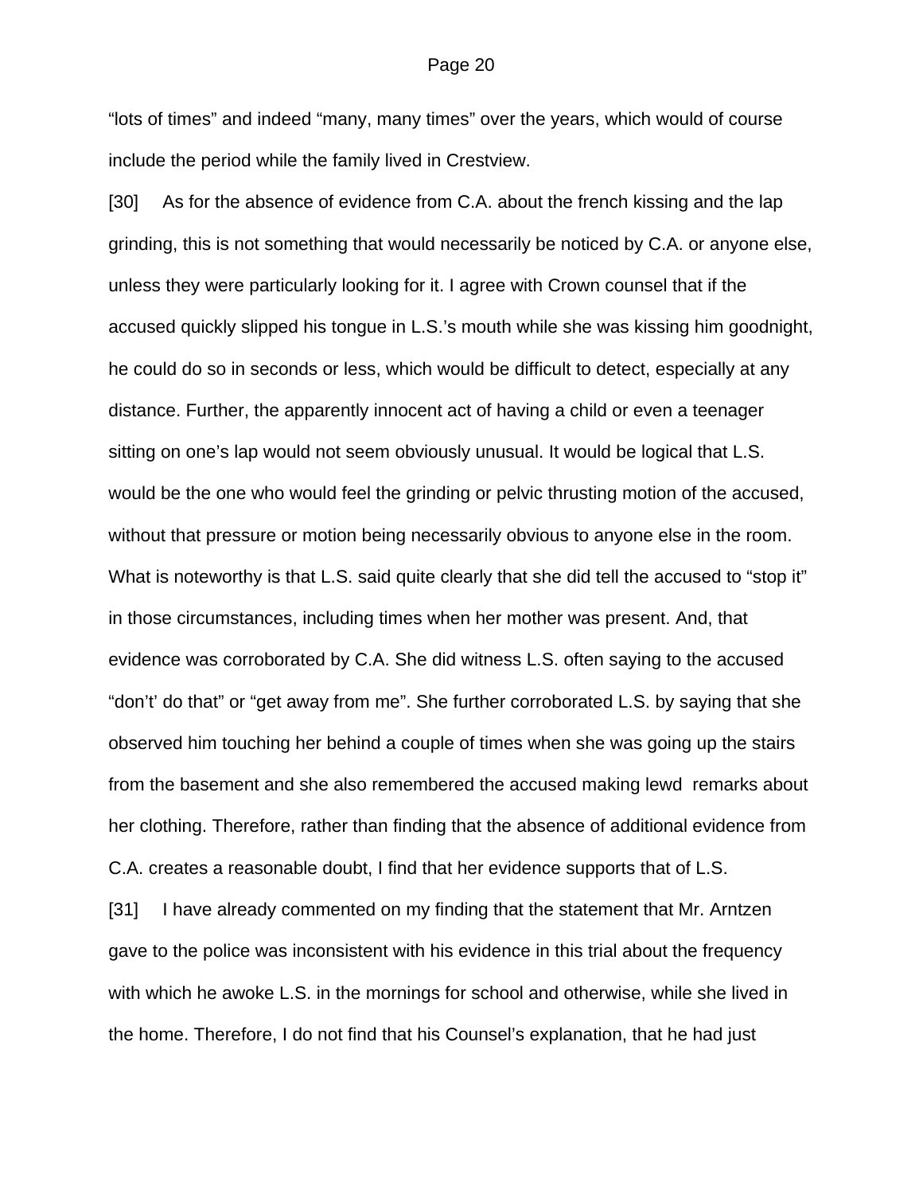"lots of times" and indeed "many, many times" over the years, which would of course include the period while the family lived in Crestview.

[30] As for the absence of evidence from C.A. about the french kissing and the lap grinding, this is not something that would necessarily be noticed by C.A. or anyone else, unless they were particularly looking for it. I agree with Crown counsel that if the accused quickly slipped his tongue in L.S.'s mouth while she was kissing him goodnight, he could do so in seconds or less, which would be difficult to detect, especially at any distance. Further, the apparently innocent act of having a child or even a teenager sitting on one's lap would not seem obviously unusual. It would be logical that L.S. would be the one who would feel the grinding or pelvic thrusting motion of the accused, without that pressure or motion being necessarily obvious to anyone else in the room. What is noteworthy is that L.S. said quite clearly that she did tell the accused to "stop it" in those circumstances, including times when her mother was present. And, that evidence was corroborated by C.A. She did witness L.S. often saying to the accused "don't' do that" or "get away from me". She further corroborated L.S. by saying that she observed him touching her behind a couple of times when she was going up the stairs from the basement and she also remembered the accused making lewd remarks about her clothing. Therefore, rather than finding that the absence of additional evidence from C.A. creates a reasonable doubt, I find that her evidence supports that of L.S.

[31] I have already commented on my finding that the statement that Mr. Arntzen gave to the police was inconsistent with his evidence in this trial about the frequency with which he awoke L.S. in the mornings for school and otherwise, while she lived in the home. Therefore, I do not find that his Counsel's explanation, that he had just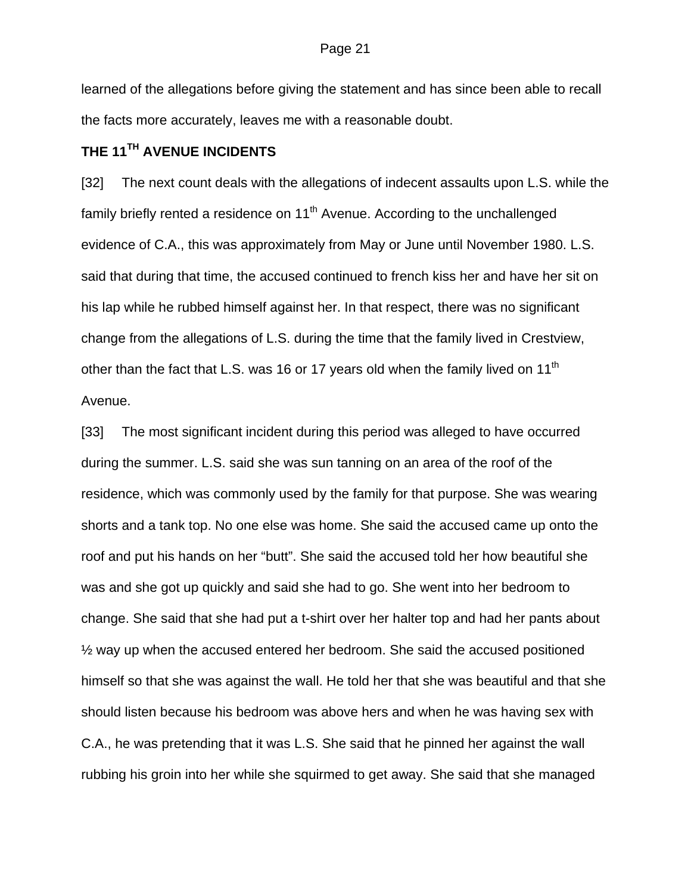learned of the allegations before giving the statement and has since been able to recall the facts more accurately, leaves me with a reasonable doubt.

## THE 11TH AVENUE INCIDENTS

[32] The next count deals with the allegations of indecent assaults upon L.S. while the family briefly rented a residence on 11th Avenue. According to the unchallenged evidence of C.A., this was approximately from May or June until November 1980. L.S. said that during that time, the accused continued to french kiss her and have her sit on his lap while he rubbed himself against her. In that respect, there was no significant change from the allegations of L.S. during the time that the family lived in Crestview, other than the fact that L.S. was 16 or 17 years old when the family lived on 11th Avenue.

[33] The most significant incident during this period was alleged to have occurred during the summer. L.S. said she was sun tanning on an area of the roof of the residence, which was commonly used by the family for that purpose. She was wearing shorts and a tank top. No one else was home. She said the accused came up onto the roof and put his hands on her "butt". She said the accused told her how beautiful she was and she got up quickly and said she had to go. She went into her bedroom to change. She said that she had put a t-shirt over her halter top and had her pants about ½ way up when the accused entered her bedroom. She said the accused positioned himself so that she was against the wall. He told her that she was beautiful and that she should listen because his bedroom was above hers and when he was having sex with C.A., he was pretending that it was L.S. She said that he pinned her against the wall rubbing his groin into her while she squirmed to get away. She said that she managed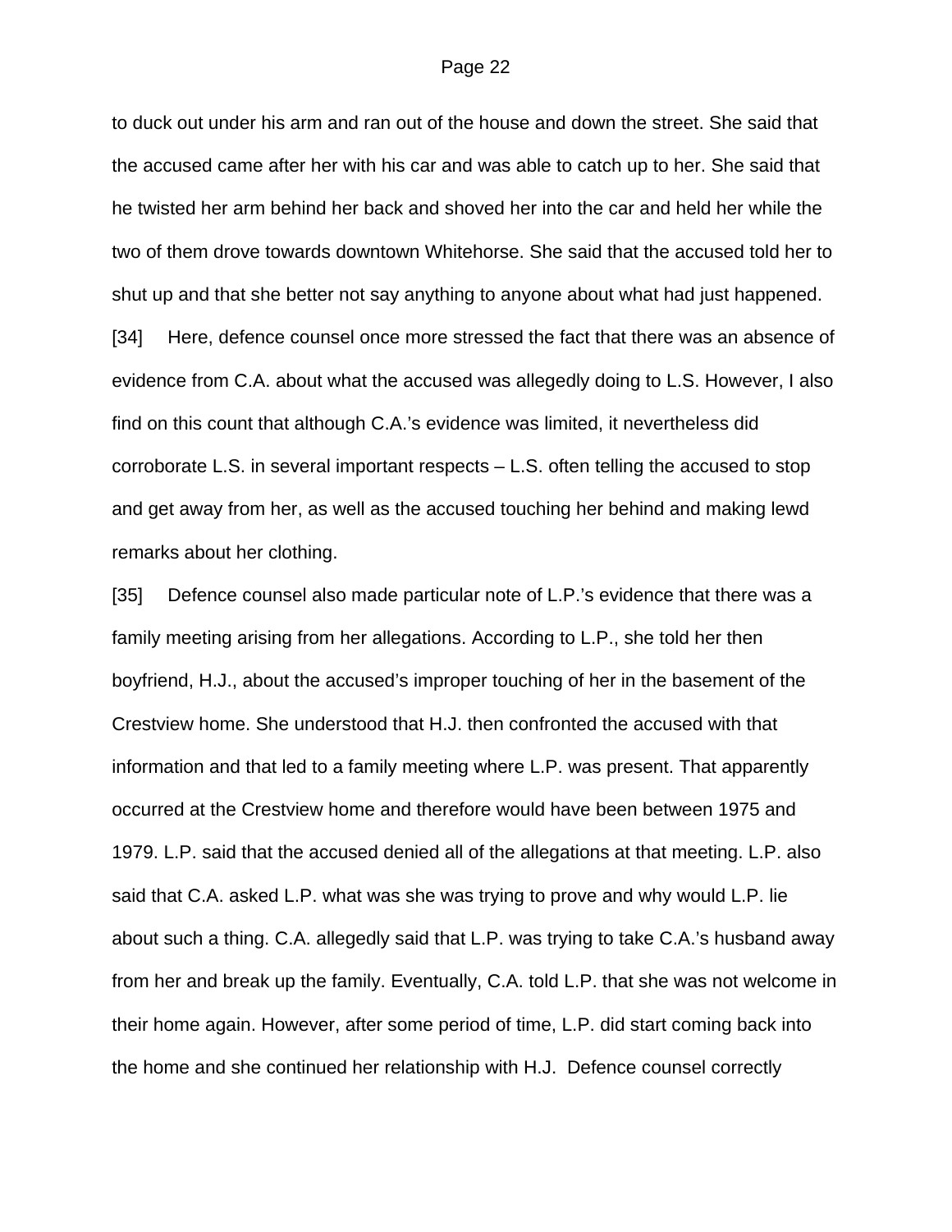to duck out under his arm and ran out of the house and down the street. She said that the accused came after her with his car and was able to catch up to her. She said that he twisted her arm behind her back and shoved her into the car and held her while the two of them drove towards downtown Whitehorse. She said that the accused told her to shut up and that she better not say anything to anyone about what had just happened.

[34] Here, defence counsel once more stressed the fact that there was an absence of evidence from C.A. about what the accused was allegedly doing to L.S. However, I also find on this count that although C.A.'s evidence was limited, it nevertheless did corroborate L.S. in several important respects – L.S. often telling the accused to stop and get away from her, as well as the accused touching her behind and making lewd remarks about her clothing.

[35] Defence counsel also made particular note of L.P.'s evidence that there was a family meeting arising from her allegations. According to L.P., she told her then boyfriend, H.J., about the accused's improper touching of her in the basement of the Crestview home. She understood that H.J. then confronted the accused with that information and that led to a family meeting where L.P. was present. That apparently occurred at the Crestview home and therefore would have been between 1975 and 1979. L.P. said that the accused denied all of the allegations at that meeting. L.P. also said that C.A. asked L.P. what was she was trying to prove and why would L.P. lie about such a thing. C.A. allegedly said that L.P. was trying to take C.A.'s husband away from her and break up the family. Eventually, C.A. told L.P. that she was not welcome in their home again. However, after some period of time, L.P. did start coming back into the home and she continued her relationship with H.J. Defence counsel correctly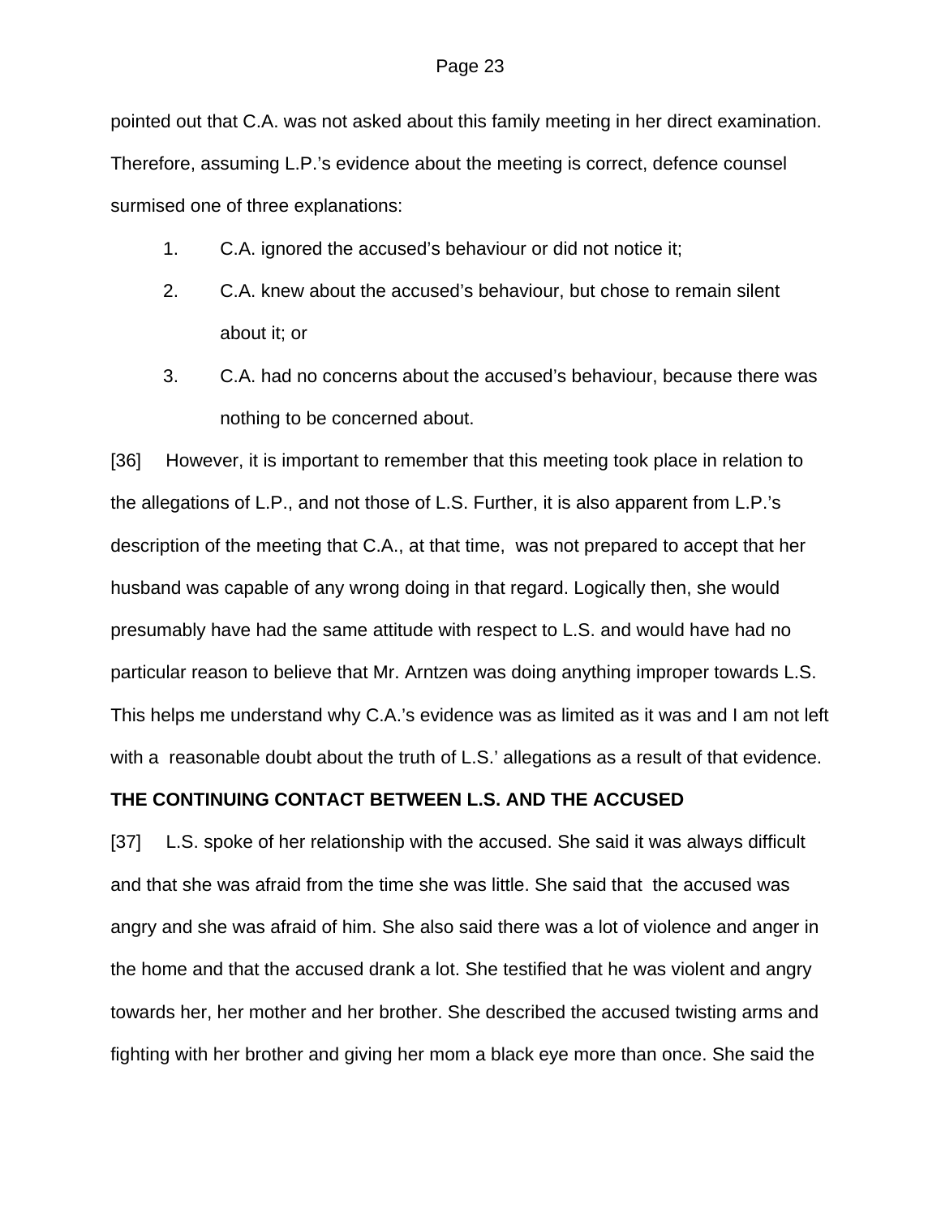pointed out that C.A. was not asked about this family meeting in her direct examination. Therefore, assuming L.P.'s evidence about the meeting is correct, defence counsel surmised one of three explanations:

1. C.A. ignored the accused's behaviour or did not notice it;
2. C.A. knew about the accused's behaviour, but chose to remain silent about it; or
3. C.A. had no concerns about the accused's behaviour, because there was nothing to be concerned about.

[36] However, it is important to remember that this meeting took place in relation to the allegations of L.P., and not those of L.S. Further, it is also apparent from L.P.'s description of the meeting that C.A., at that time, was not prepared to accept that her husband was capable of any wrong doing in that regard. Logically then, she would presumably have had the same attitude with respect to L.S. and would have had no particular reason to believe that Mr. Arntzen was doing anything improper towards L.S. This helps me understand why C.A.'s evidence was as limited as it was and I am not left with a reasonable doubt about the truth of L.S.' allegations as a result of that evidence.

**THE CONTINUING CONTACT BETWEEN L.S. AND THE ACCUSED**

[37] L.S. spoke of her relationship with the accused. She said it was always difficult and that she was afraid from the time she was little. She said that the accused was angry and she was afraid of him. She also said there was a lot of violence and anger in the home and that the accused drank a lot. She testified that he was violent and angry towards her, her mother and her brother. She described the accused twisting arms and fighting with her brother and giving her mom a black eye more than once. She said the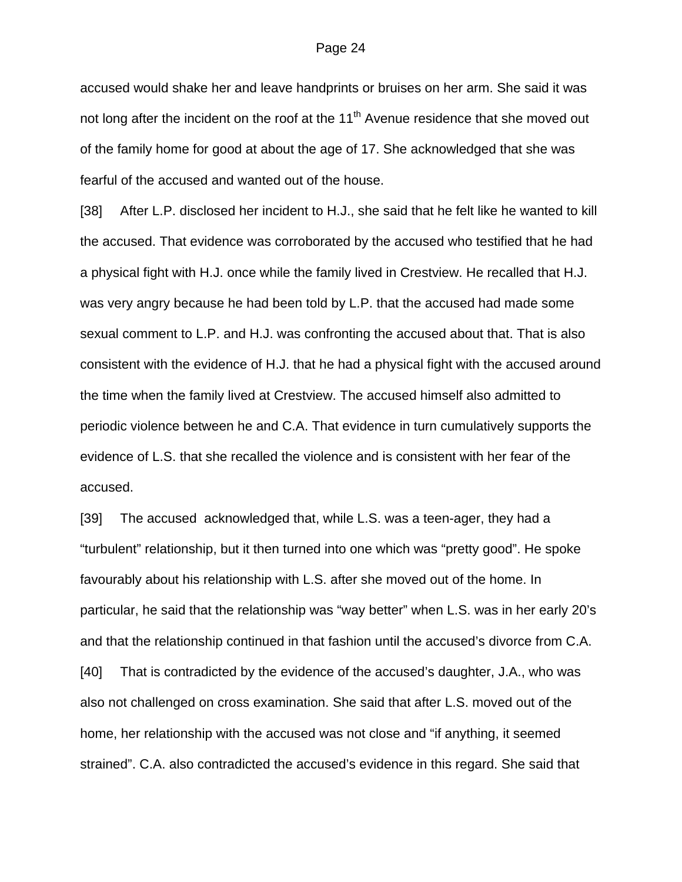accused would shake her and leave handprints or bruises on her arm. She said it was not long after the incident on the roof at the 11th Avenue residence that she moved out of the family home for good at about the age of 17. She acknowledged that she was fearful of the accused and wanted out of the house.

[38] After L.P. disclosed her incident to H.J., she said that he felt like he wanted to kill the accused. That evidence was corroborated by the accused who testified that he had a physical fight with H.J. once while the family lived in Crestview. He recalled that H.J. was very angry because he had been told by L.P. that the accused had made some sexual comment to L.P. and H.J. was confronting the accused about that. That is also consistent with the evidence of H.J. that he had a physical fight with the accused around the time when the family lived at Crestview. The accused himself also admitted to periodic violence between he and C.A. That evidence in turn cumulatively supports the evidence of L.S. that she recalled the violence and is consistent with her fear of the accused.

[39] The accused acknowledged that, while L.S. was a teen-ager, they had a "turbulent" relationship, but it then turned into one which was "pretty good". He spoke favourably about his relationship with L.S. after she moved out of the home. In particular, he said that the relationship was "way better" when L.S. was in her early 20's and that the relationship continued in that fashion until the accused's divorce from C.A.

[40] That is contradicted by the evidence of the accused's daughter, J.A., who was also not challenged on cross examination. She said that after L.S. moved out of the home, her relationship with the accused was not close and "if anything, it seemed strained". C.A. also contradicted the accused's evidence in this regard. She said that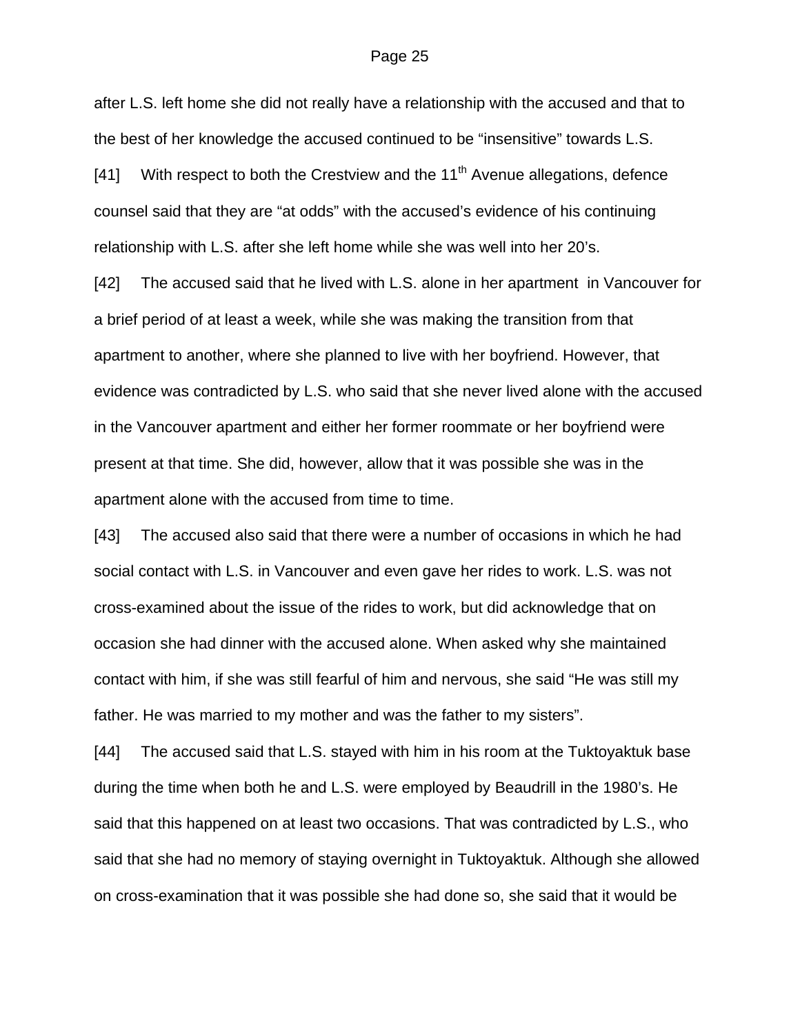after L.S. left home she did not really have a relationship with the accused and that to the best of her knowledge the accused continued to be "insensitive" towards L.S.

[41] With respect to both the Crestview and the 11th Avenue allegations, defence counsel said that they are "at odds" with the accused's evidence of his continuing relationship with L.S. after she left home while she was well into her 20's.

[42] The accused said that he lived with L.S. alone in her apartment in Vancouver for a brief period of at least a week, while she was making the transition from that apartment to another, where she planned to live with her boyfriend. However, that evidence was contradicted by L.S. who said that she never lived alone with the accused in the Vancouver apartment and either her former roommate or her boyfriend were present at that time. She did, however, allow that it was possible she was in the apartment alone with the accused from time to time.

[43] The accused also said that there were a number of occasions in which he had social contact with L.S. in Vancouver and even gave her rides to work. L.S. was not cross-examined about the issue of the rides to work, but did acknowledge that on occasion she had dinner with the accused alone. When asked why she maintained contact with him, if she was still fearful of him and nervous, she said "He was still my father. He was married to my mother and was the father to my sisters".

[44] The accused said that L.S. stayed with him in his room at the Tuktoyaktuk base during the time when both he and L.S. were employed by Beaudrill in the 1980's. He said that this happened on at least two occasions. That was contradicted by L.S., who said that she had no memory of staying overnight in Tuktoyaktuk. Although she allowed on cross-examination that it was possible she had done so, she said that it would be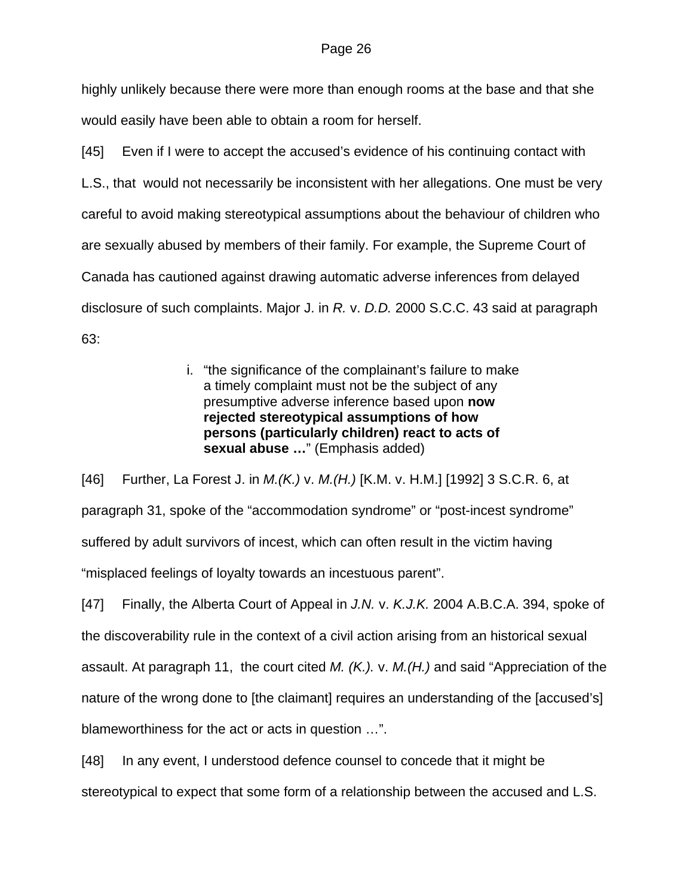highly unlikely because there were more than enough rooms at the base and that she would easily have been able to obtain a room for herself.

[45] Even if I were to accept the accused's evidence of his continuing contact with L.S., that would not necessarily be inconsistent with her allegations. One must be very careful to avoid making stereotypical assumptions about the behaviour of children who are sexually abused by members of their family. For example, the Supreme Court of Canada has cautioned against drawing automatic adverse inferences from delayed disclosure of such complaints. Major J. in *R.* v. *D.D.* 2000 S.C.C. 43 said at paragraph 63:

> i. "the significance of the complainant's failure to make a timely complaint must not be the subject of any presumptive adverse inference based upon **now rejected stereotypical assumptions of how persons (particularly children) react to acts of sexual abuse …**" (Emphasis added)

[46] Further, La Forest J. in *M.(K.)* v. *M.(H.)* [K.M. v. H.M.] [1992] 3 S.C.R. 6, at paragraph 31, spoke of the "accommodation syndrome" or "post-incest syndrome" suffered by adult survivors of incest, which can often result in the victim having "misplaced feelings of loyalty towards an incestuous parent".

[47] Finally, the Alberta Court of Appeal in *J.N.* v. *K.J.K.* 2004 A.B.C.A. 394, spoke of the discoverability rule in the context of a civil action arising from an historical sexual assault. At paragraph 11, the court cited *M. (K.).* v. *M.(H.)* and said "Appreciation of the nature of the wrong done to [the claimant] requires an understanding of the [accused's] blameworthiness for the act or acts in question …".

[48] In any event, I understood defence counsel to concede that it might be stereotypical to expect that some form of a relationship between the accused and L.S.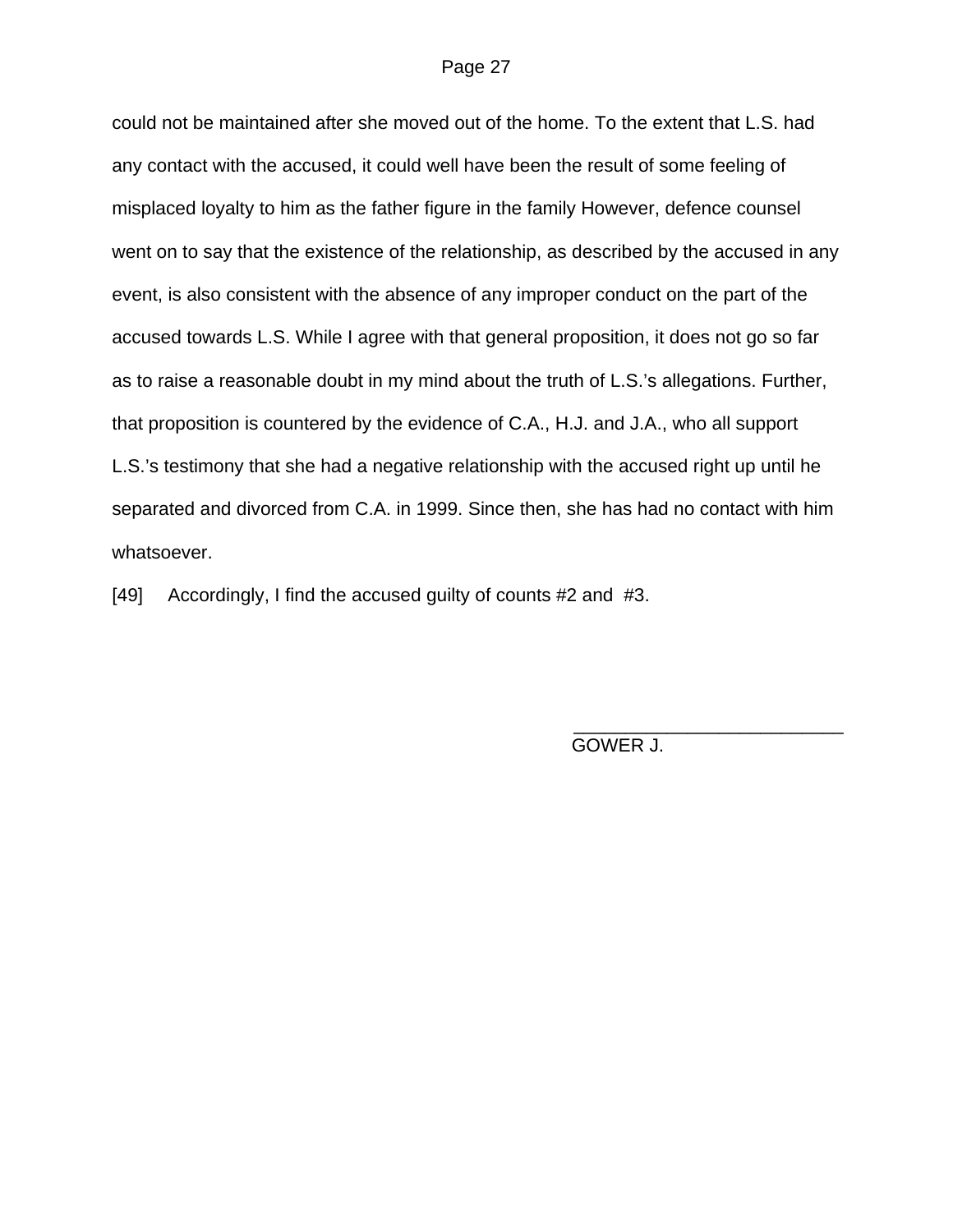could not be maintained after she moved out of the home. To the extent that L.S. had any contact with the accused, it could well have been the result of some feeling of misplaced loyalty to him as the father figure in the family However, defence counsel went on to say that the existence of the relationship, as described by the accused in any event, is also consistent with the absence of any improper conduct on the part of the accused towards L.S. While I agree with that general proposition, it does not go so far as to raise a reasonable doubt in my mind about the truth of L.S.'s allegations. Further, that proposition is countered by the evidence of C.A., H.J. and J.A., who all support L.S.'s testimony that she had a negative relationship with the accused right up until he separated and divorced from C.A. in 1999. Since then, she has had no contact with him whatsoever.

[49] Accordingly, I find the accused guilty of counts #2 and #3.

\_\_\_\_\_\_\_\_\_\_\_\_\_\_\_\_\_\_\_\_\_\_\_\_\_\_\_\_

GOWER J.